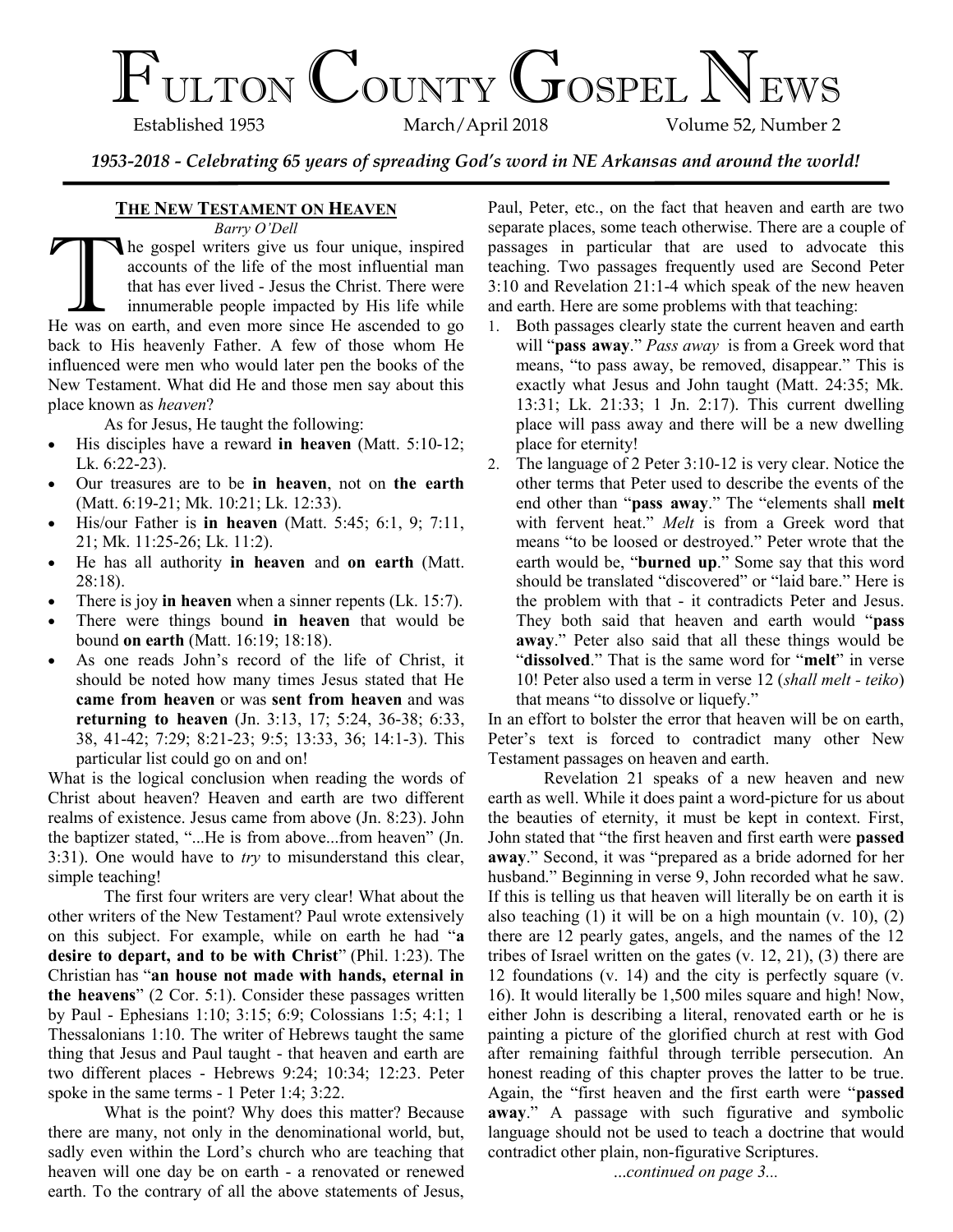# Fulton County Gospel News

Established 1953 March/April 2018 Volume 52, Number 2

*1953-2018 - Celebrating 65 years of spreading God's word in NE Arkansas and around the world!*

## The New Testament on Heaven

*Barry O'Dell*

The gospel writers give us four unique, inspired accounts of the life of the most influential man that has ever lived - Jesus the Christ. There were innumerable people impacted by His life while He was on earth, and even more since He ascended to go back to His heavenly Father. A few of those whom He influenced were men who would later pen the books of the New Testament. What did He and those men say about this place known as *heaven*?

As for Jesus, He taught the following:

- His disciples have a reward **in heaven** (Matt. 5:10-12; Lk. 6:22-23).
- Our treasures are to be **in heaven**, not on **the earth** (Matt. 6:19-21; Mk. 10:21; Lk. 12:33).
- His/our Father is **in heaven** (Matt. 5:45; 6:1, 9; 7:11, 21; Mk. 11:25-26; Lk. 11:2).
- He has all authority **in heaven** and **on earth** (Matt. 28:18).
- There is joy **in heaven** when a sinner repents (Lk. 15:7).
- There were things bound **in heaven** that would be bound **on earth** (Matt. 16:19; 18:18).
- As one reads John's record of the life of Christ, it should be noted how many times Jesus stated that He **came from heaven** or was **sent from heaven** and was **returning to heaven** (Jn. 3:13, 17; 5:24, 36-38; 6:33, 38, 41-42; 7:29; 8:21-23; 9:5; 13:33, 36; 14:1-3). This particular list could go on and on!

What is the logical conclusion when reading the words of Christ about heaven? Heaven and earth are two different realms of existence. Jesus came from above (Jn. 8:23). John the baptizer stated, "...He is from above...from heaven" (Jn. 3:31). One would have to *try* to misunderstand this clear, simple teaching!

The first four writers are very clear! What about the other writers of the New Testament? Paul wrote extensively on this subject. For example, while on earth he had "**a desire to depart, and to be with Christ**" (Phil. 1:23). The Christian has "**an house not made with hands, eternal in the heavens**" (2 Cor. 5:1). Consider these passages written by Paul - Ephesians 1:10; 3:15; 6:9; Colossians 1:5; 4:1; 1 Thessalonians 1:10. The writer of Hebrews taught the same thing that Jesus and Paul taught - that heaven and earth are two different places - Hebrews 9:24; 10:34; 12:23. Peter spoke in the same terms - 1 Peter 1:4; 3:22.

What is the point? Why does this matter? Because there are many, not only in the denominational world, but, sadly even within the Lord's church who are teaching that heaven will one day be on earth - a renovated or renewed earth. To the contrary of all the above statements of Jesus, Paul, Peter, etc., on the fact that heaven and earth are two separate places, some teach otherwise. There are a couple of passages in particular that are used to advocate this teaching. Two passages frequently used are Second Peter 3:10 and Revelation 21:1-4 which speak of the new heaven and earth. Here are some problems with that teaching:

1. Both passages clearly state the current heaven and earth will "**pass away**." *Pass away* is from a Greek word that means, "to pass away, be removed, disappear." This is exactly what Jesus and John taught (Matt. 24:35; Mk. 13:31; Lk. 21:33; 1 Jn. 2:17). This current dwelling place will pass away and there will be a new dwelling place for eternity!
2. The language of 2 Peter 3:10-12 is very clear. Notice the other terms that Peter used to describe the events of the end other than "**pass away**." The "elements shall **melt** with fervent heat." *Melt* is from a Greek word that means "to be loosed or destroyed." Peter wrote that the earth would be, "**burned up**." Some say that this word should be translated "discovered" or "laid bare." Here is the problem with that - it contradicts Peter and Jesus. They both said that heaven and earth would "**pass away**." Peter also said that all these things would be "**dissolved**." That is the same word for "**melt**" in verse 10! Peter also used a term in verse 12 (*shall melt - teiko*) that means "to dissolve or liquefy."

In an effort to bolster the error that heaven will be on earth, Peter's text is forced to contradict many other New Testament passages on heaven and earth.

Revelation 21 speaks of a new heaven and new earth as well. While it does paint a word-picture for us about the beauties of eternity, it must be kept in context. First, John stated that "the first heaven and first earth were **passed away**." Second, it was "prepared as a bride adorned for her husband." Beginning in verse 9, John recorded what he saw. If this is telling us that heaven will literally be on earth it is also teaching (1) it will be on a high mountain (v. 10), (2) there are 12 pearly gates, angels, and the names of the 12 tribes of Israel written on the gates (v. 12, 21), (3) there are 12 foundations (v. 14) and the city is perfectly square (v. 16). It would literally be 1,500 miles square and high! Now, either John is describing a literal, renovated earth or he is painting a picture of the glorified church at rest with God after remaining faithful through terrible persecution. An honest reading of this chapter proves the latter to be true. Again, the "first heaven and the first earth were "**passed away**." A passage with such figurative and symbolic language should not be used to teach a doctrine that would contradict other plain, non-figurative Scriptures.

*...continued on page 3...*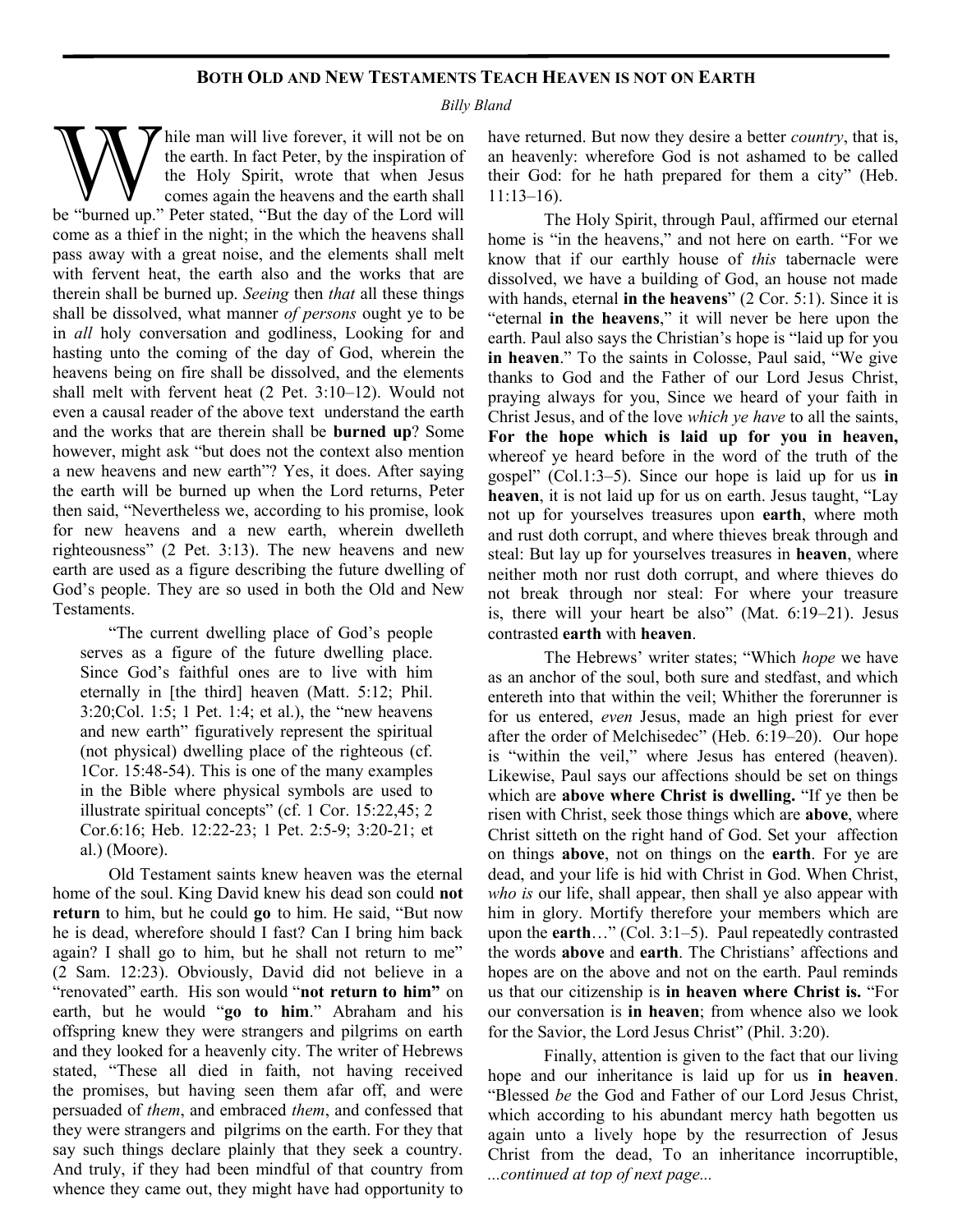## Both Old and New Testaments Teach Heaven is not on Earth

*Billy Bland*

While man will live forever, it will not be on the earth. In fact Peter, by the inspiration of the Holy Spirit, wrote that when Jesus comes again the heavens and the earth shall be "burned up." Peter stated, "But the day of the Lord will come as a thief in the night; in the which the heavens shall pass away with a great noise, and the elements shall melt with fervent heat, the earth also and the works that are therein shall be burned up. *Seeing* then *that* all these things shall be dissolved, what manner *of persons* ought ye to be in *all* holy conversation and godliness, Looking for and hasting unto the coming of the day of God, wherein the heavens being on fire shall be dissolved, and the elements shall melt with fervent heat (2 Pet. 3:10–12). Would not even a causal reader of the above text understand the earth and the works that are therein shall be **burned up**? Some however, might ask "but does not the context also mention a new heavens and new earth"? Yes, it does. After saying the earth will be burned up when the Lord returns, Peter then said, "Nevertheless we, according to his promise, look for new heavens and a new earth, wherein dwelleth righteousness" (2 Pet. 3:13). The new heavens and new earth are used as a figure describing the future dwelling of God's people. They are so used in both the Old and New Testaments.

> "The current dwelling place of God's people serves as a figure of the future dwelling place. Since God's faithful ones are to live with him eternally in [the third] heaven (Matt. 5:12; Phil. 3:20;Col. 1:5; 1 Pet. 1:4; et al.), the "new heavens and new earth" figuratively represent the spiritual (not physical) dwelling place of the righteous (cf. 1Cor. 15:48-54). This is one of the many examples in the Bible where physical symbols are used to illustrate spiritual concepts" (cf. 1 Cor. 15:22,45; 2 Cor.6:16; Heb. 12:22-23; 1 Pet. 2:5-9; 3:20-21; et al.) (Moore).

Old Testament saints knew heaven was the eternal home of the soul. King David knew his dead son could **not return** to him, but he could **go** to him. He said, "But now he is dead, wherefore should I fast? Can I bring him back again? I shall go to him, but he shall not return to me" (2 Sam. 12:23). Obviously, David did not believe in a "renovated" earth. His son would "**not return to him"** on earth, but he would "**go to him**." Abraham and his offspring knew they were strangers and pilgrims on earth and they looked for a heavenly city. The writer of Hebrews stated, "These all died in faith, not having received the promises, but having seen them afar off, and were persuaded of *them*, and embraced *them*, and confessed that they were strangers and pilgrims on the earth. For they that say such things declare plainly that they seek a country. And truly, if they had been mindful of that country from whence they came out, they might have had opportunity to have returned. But now they desire a better *country*, that is, an heavenly: wherefore God is not ashamed to be called their God: for he hath prepared for them a city" (Heb. 11:13–16).

The Holy Spirit, through Paul, affirmed our eternal home is "in the heavens," and not here on earth. "For we know that if our earthly house of *this* tabernacle were dissolved, we have a building of God, an house not made with hands, eternal **in the heavens**" (2 Cor. 5:1). Since it is "eternal **in the heavens**," it will never be here upon the earth. Paul also says the Christian's hope is "laid up for you **in heaven**." To the saints in Colosse, Paul said, "We give thanks to God and the Father of our Lord Jesus Christ, praying always for you, Since we heard of your faith in Christ Jesus, and of the love *which ye have* to all the saints, **For the hope which is laid up for you in heaven,** whereof ye heard before in the word of the truth of the gospel" (Col.1:3–5). Since our hope is laid up for us **in heaven**, it is not laid up for us on earth. Jesus taught, "Lay not up for yourselves treasures upon **earth**, where moth and rust doth corrupt, and where thieves break through and steal: But lay up for yourselves treasures in **heaven**, where neither moth nor rust doth corrupt, and where thieves do not break through nor steal: For where your treasure is, there will your heart be also" (Mat. 6:19–21). Jesus contrasted **earth** with **heaven**.

The Hebrews' writer states; "Which *hope* we have as an anchor of the soul, both sure and stedfast, and which entereth into that within the veil; Whither the forerunner is for us entered, *even* Jesus, made an high priest for ever after the order of Melchisedec" (Heb. 6:19–20). Our hope is "within the veil," where Jesus has entered (heaven). Likewise, Paul says our affections should be set on things which are **above where Christ is dwelling.** "If ye then be risen with Christ, seek those things which are **above**, where Christ sitteth on the right hand of God. Set your affection on things **above**, not on things on the **earth**. For ye are dead, and your life is hid with Christ in God. When Christ, *who is* our life, shall appear, then shall ye also appear with him in glory. Mortify therefore your members which are upon the **earth**…" (Col. 3:1–5). Paul repeatedly contrasted the words **above** and **earth**. The Christians' affections and hopes are on the above and not on the earth. Paul reminds us that our citizenship is **in heaven where Christ is.** "For our conversation is **in heaven**; from whence also we look for the Savior, the Lord Jesus Christ" (Phil. 3:20).

Finally, attention is given to the fact that our living hope and our inheritance is laid up for us **in heaven**. "Blessed *be* the God and Father of our Lord Jesus Christ, which according to his abundant mercy hath begotten us again unto a lively hope by the resurrection of Jesus Christ from the dead, To an inheritance incorruptible,

*...continued at top of next page...*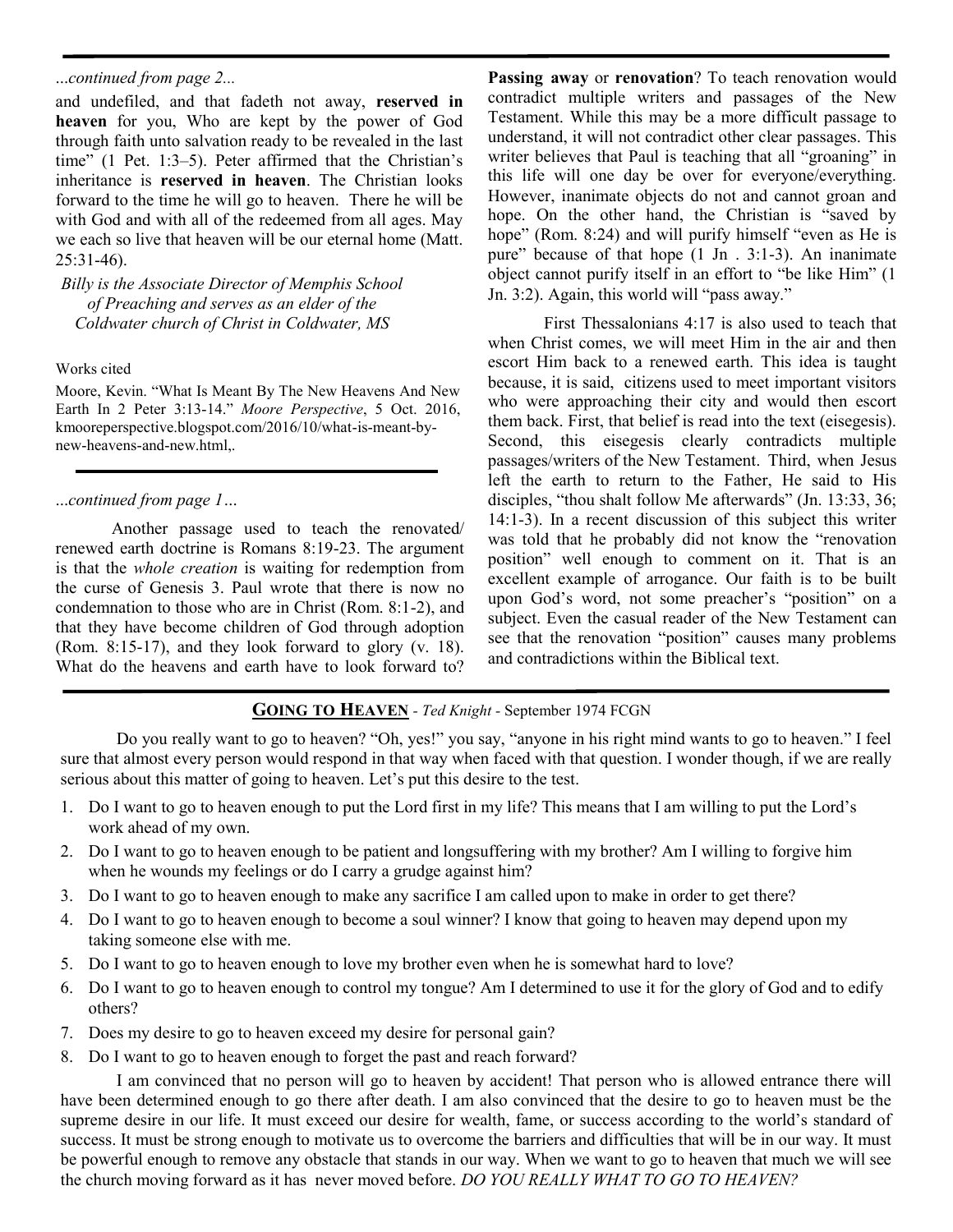*...continued from page 2...*

and undefiled, and that fadeth not away, **reserved in heaven** for you, Who are kept by the power of God through faith unto salvation ready to be revealed in the last time" (1 Pet. 1:3–5). Peter affirmed that the Christian's inheritance is **reserved in heaven**. The Christian looks forward to the time he will go to heaven. There he will be with God and with all of the redeemed from all ages. May we each so live that heaven will be our eternal home (Matt. 25:31-46).

*Billy is the Associate Director of Memphis School of Preaching and serves as an elder of the Coldwater church of Christ in Coldwater, MS*

Works cited

Moore, Kevin. "What Is Meant By The New Heavens And New Earth In 2 Peter 3:13-14." *Moore Perspective*, 5 Oct. 2016, kmooreperspective.blogspot.com/2016/10/what-is-meant-by-new-heavens-and-new.html,.

---

*...continued from page 1...*

Another passage used to teach the renovated/renewed earth doctrine is Romans 8:19-23. The argument is that the *whole creation* is waiting for redemption from the curse of Genesis 3. Paul wrote that there is now no condemnation to those who are in Christ (Rom. 8:1-2), and that they have become children of God through adoption (Rom. 8:15-17), and they look forward to glory (v. 18). What do the heavens and earth have to look forward to? **Passing away** or **renovation**? To teach renovation would contradict multiple writers and passages of the New Testament. While this may be a more difficult passage to understand, it will not contradict other clear passages. This writer believes that Paul is teaching that all "groaning" in this life will one day be over for everyone/everything. However, inanimate objects do not and cannot groan and hope. On the other hand, the Christian is "saved by hope" (Rom. 8:24) and will purify himself "even as He is pure" because of that hope (1 Jn . 3:1-3). An inanimate object cannot purify itself in an effort to "be like Him" (1 Jn. 3:2). Again, this world will "pass away."

First Thessalonians 4:17 is also used to teach that when Christ comes, we will meet Him in the air and then escort Him back to a renewed earth. This idea is taught because, it is said, citizens used to meet important visitors who were approaching their city and would then escort them back. First, that belief is read into the text (eisegesis). Second, this eisegesis clearly contradicts multiple passages/writers of the New Testament. Third, when Jesus left the earth to return to the Father, He said to His disciples, "thou shalt follow Me afterwards" (Jn. 13:33, 36; 14:1-3). In a recent discussion of this subject this writer was told that he probably did not know the "renovation position" well enough to comment on it. That is an excellent example of arrogance. Our faith is to be built upon God's word, not some preacher's "position" on a subject. Even the casual reader of the New Testament can see that the renovation "position" causes many problems and contradictions within the Biblical text.

---

## GOING TO HEAVEN - *Ted Knight* - September 1974 FCGN

Do you really want to go to heaven? "Oh, yes!" you say, "anyone in his right mind wants to go to heaven." I feel sure that almost every person would respond in that way when faced with that question. I wonder though, if we are really serious about this matter of going to heaven. Let's put this desire to the test.

1. Do I want to go to heaven enough to put the Lord first in my life? This means that I am willing to put the Lord's work ahead of my own.
2. Do I want to go to heaven enough to be patient and longsuffering with my brother? Am I willing to forgive him when he wounds my feelings or do I carry a grudge against him?
3. Do I want to go to heaven enough to make any sacrifice I am called upon to make in order to get there?
4. Do I want to go to heaven enough to become a soul winner? I know that going to heaven may depend upon my taking someone else with me.
5. Do I want to go to heaven enough to love my brother even when he is somewhat hard to love?
6. Do I want to go to heaven enough to control my tongue? Am I determined to use it for the glory of God and to edify others?
7. Does my desire to go to heaven exceed my desire for personal gain?
8. Do I want to go to heaven enough to forget the past and reach forward?

I am convinced that no person will go to heaven by accident! That person who is allowed entrance there will have been determined enough to go there after death. I am also convinced that the desire to go to heaven must be the supreme desire in our life. It must exceed our desire for wealth, fame, or success according to the world's standard of success. It must be strong enough to motivate us to overcome the barriers and difficulties that will be in our way. It must be powerful enough to remove any obstacle that stands in our way. When we want to go to heaven that much we will see the church moving forward as it has never moved before. *DO YOU REALLY WHAT TO GO TO HEAVEN?*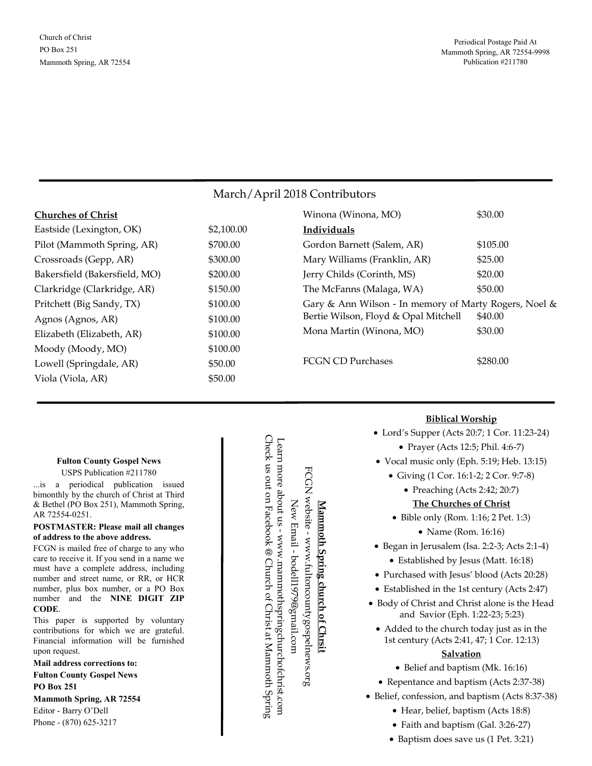Church of Christ
PO Box 251
Mammoth Spring, AR 72554

Periodical Postage Paid At
Mammoth Spring, AR 72554-9998
Publication #211780

## March/April 2018 Contributors

| | |
|---|---|
| **Churches of Christ** | |
| Eastside (Lexington, OK) | $2,100.00 |
| Pilot (Mammoth Spring, AR) | $700.00 |
| Crossroads (Gepp, AR) | $300.00 |
| Bakersfield (Bakersfield, MO) | $200.00 |
| Clarkridge (Clarkridge, AR) | $150.00 |
| Pritchett (Big Sandy, TX) | $100.00 |
| Agnos (Agnos, AR) | $100.00 |
| Elizabeth (Elizabeth, AR) | $100.00 |
| Moody (Moody, MO) | $100.00 |
| Lowell (Springdale, AR) | $50.00 |
| Viola (Viola, AR) | $50.00 |
| Winona (Winona, MO) | $30.00 |
| **Individuals** | |
| Gordon Barnett (Salem, AR) | $105.00 |
| Mary Williams (Franklin, AR) | $25.00 |
| Jerry Childs (Corinth, MS) | $20.00 |
| The McFanns (Malaga, WA) | $50.00 |
| Gary & Ann Wilson - In memory of Marty Rogers, Noel & Bertie Wilson, Floyd & Opal Mitchell | $40.00 |
| Mona Martin (Winona, MO) | $30.00 |
| FCGN CD Purchases | $280.00 |

**Fulton County Gospel News**
USPS Publication #211780

...is a periodical publication issued bimonthly by the church of Christ at Third & Bethel (PO Box 251), Mammoth Spring, AR 72554-0251.

**POSTMASTER: Please mail all changes of address to the above address.**

FCGN is mailed free of charge to any who care to receive it. If you send in a name we must have a complete address, including number and street name, or RR, or HCR number, plus box number, or a PO Box number and the **NINE DIGIT ZIP CODE**.

This paper is supported by voluntary contributions for which we are grateful. Financial information will be furnished upon request.

**Mail address corrections to:**
**Fulton County Gospel News**
**PO Box 251**
**Mammoth Spring, AR 72554**
Editor - Barry O'Dell
Phone - (870) 625-3217

**Mammoth Spring church of Chrsit**
FCGN website - www.fultoncountygospelnews.org
New Email - bodell1979@gmail.com
Learn more about us - www.mammothspringchurchofchrist.com
Check us out on Facebook @ Church of Christ at Mammoth Spring

**Biblical Worship**

- Lord's Supper (Acts 20:7; 1 Cor. 11:23-24)
- Prayer (Acts 12:5; Phil. 4:6-7)
- Vocal music only (Eph. 5:19; Heb. 13:15)
- Giving (1 Cor. 16:1-2; 2 Cor. 9:7-8)
- Preaching (Acts 2:42; 20:7)

**The Churches of Christ**

- Bible only (Rom. 1:16; 2 Pet. 1:3)
- Name (Rom. 16:16)
- Began in Jerusalem (Isa. 2:2-3; Acts 2:1-4)
- Established by Jesus (Matt. 16:18)
- Purchased with Jesus' blood (Acts 20:28)
- Established in the 1st century (Acts 2:47)
- Body of Christ and Christ alone is the Head and Savior (Eph. 1:22-23; 5:23)
- Added to the church today just as in the 1st century (Acts 2:41, 47; 1 Cor. 12:13)

**Salvation**

- Belief and baptism (Mk. 16:16)
- Repentance and baptism (Acts 2:37-38)
- Belief, confession, and baptism (Acts 8:37-38)
- Hear, belief, baptism (Acts 18:8)
- Faith and baptism (Gal. 3:26-27)
- Baptism does save us (1 Pet. 3:21)